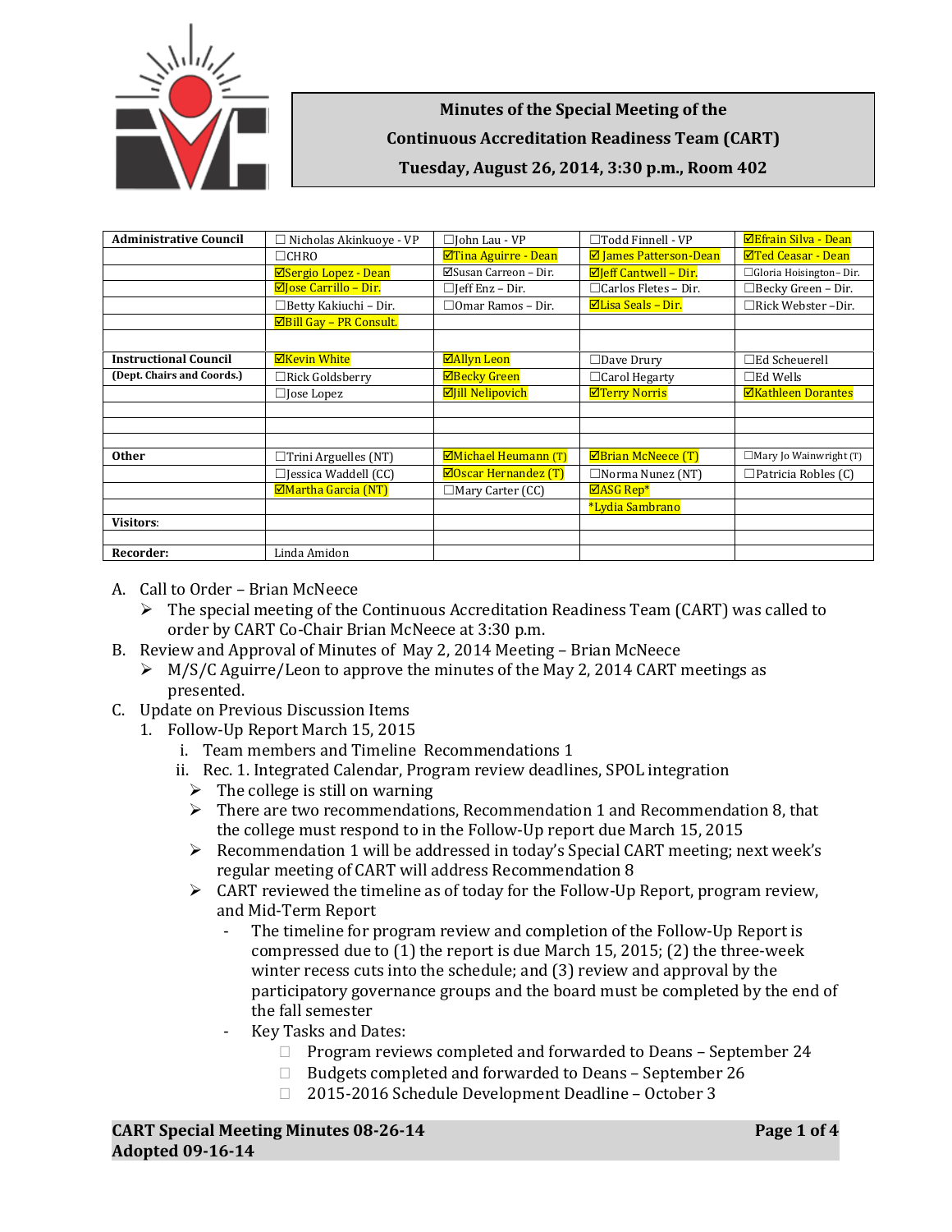# Minutes of the Special Meeting of the Continuous Accreditation Readiness Team (CART)

**Tuesday, August 26, 2014, 3:30 p.m., Room 402**

| | | | | |
|---|---|---|---|---|
| **Administrative Council** | ☐ Nicholas Akinkuoye - VP | ☐John Lau - VP | ☐Todd Finnell - VP | ☑Efrain Silva - Dean |
| | ☐CHRO | ☑Tina Aguirre - Dean | ☑ James Patterson-Dean | ☑Ted Ceasar - Dean |
| | ☑Sergio Lopez - Dean | ☑Susan Carreon – Dir. | ☑Jeff Cantwell – Dir. | ☐Gloria Hoisington– Dir. |
| | ☑Jose Carrillo – Dir. | ☐Jeff Enz – Dir. | ☐Carlos Fletes – Dir. | ☐Becky Green – Dir. |
| | ☐Betty Kakiuchi – Dir. | ☐Omar Ramos – Dir. | ☑Lisa Seals – Dir. | ☐Rick Webster –Dir. |
| | ☑Bill Gay – PR Consult. | | | |
| | | | | |
| **Instructional Council** | ☑Kevin White | ☑Allyn Leon | ☐Dave Drury | ☐Ed Scheuerell |
| **(Dept. Chairs and Coords.)** | ☐Rick Goldsberry | ☑Becky Green | ☐Carol Hegarty | ☐Ed Wells |
| | ☐Jose Lopez | ☑Jill Nelipovich | ☑Terry Norris | ☑Kathleen Dorantes |
| | | | | |
| | | | | |
| | | | | |
| **Other** | ☐Trini Arguelles (NT) | ☑Michael Heumann (T) | ☑Brian McNeece (T) | ☐Mary Jo Wainwright (T) |
| | ☐Jessica Waddell (CC) | ☑Oscar Hernandez (T) | ☐Norma Nunez (NT) | ☐Patricia Robles (C) |
| | ☑Martha Garcia (NT) | ☐Mary Carter (CC) | ☑ASG Rep* | |
| | | | *Lydia Sambrano | |
| **Visitors**: | | | | |
| | | | | |
| **Recorder:** | Linda Amidon | | | |

A. Call to Order – Brian McNeece
   - The special meeting of the Continuous Accreditation Readiness Team (CART) was called to order by CART Co-Chair Brian McNeece at 3:30 p.m.

B. Review and Approval of Minutes of May 2, 2014 Meeting – Brian McNeece
   - M/S/C Aguirre/Leon to approve the minutes of the May 2, 2014 CART meetings as presented.

C. Update on Previous Discussion Items
   1. Follow-Up Report March 15, 2015
      i. Team members and Timeline Recommendations 1
      ii. Rec. 1. Integrated Calendar, Program review deadlines, SPOL integration
         - The college is still on warning
         - There are two recommendations, Recommendation 1 and Recommendation 8, that the college must respond to in the Follow-Up report due March 15, 2015
         - Recommendation 1 will be addressed in today's Special CART meeting; next week's regular meeting of CART will address Recommendation 8
         - CART reviewed the timeline as of today for the Follow-Up Report, program review, and Mid-Term Report
            - The timeline for program review and completion of the Follow-Up Report is compressed due to (1) the report is due March 15, 2015; (2) the three-week winter recess cuts into the schedule; and (3) review and approval by the participatory governance groups and the board must be completed by the end of the fall semester
            - Key Tasks and Dates:
               - ☐ Program reviews completed and forwarded to Deans – September 24
               - ☐ Budgets completed and forwarded to Deans – September 26
               - ☐ 2015-2016 Schedule Development Deadline – October 3

**CART Special Meeting Minutes 08-26-14**
**Adopted 09-16-14**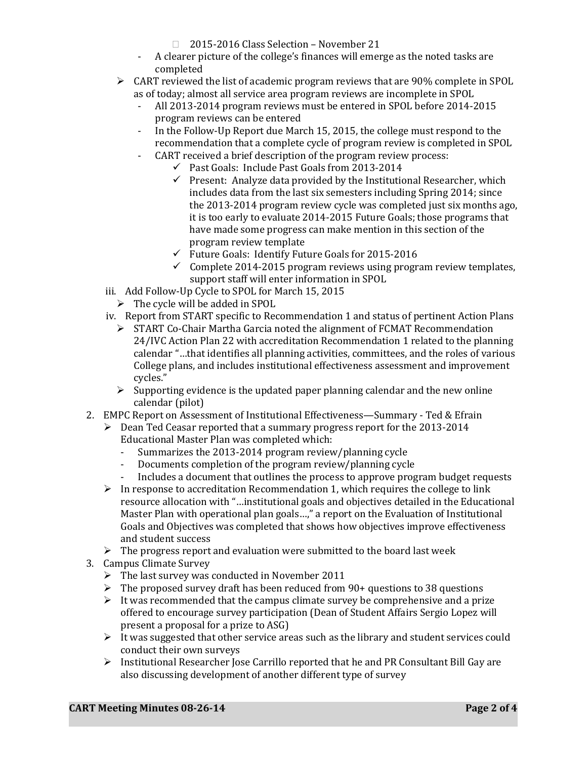- 2015-2016 Class Selection – November 21
    - A clearer picture of the college's finances will emerge as the noted tasks are completed
  - CART reviewed the list of academic program reviews that are 90% complete in SPOL as of today; almost all service area program reviews are incomplete in SPOL
    - All 2013-2014 program reviews must be entered in SPOL before 2014-2015 program reviews can be entered
    - In the Follow-Up Report due March 15, 2015, the college must respond to the recommendation that a complete cycle of program review is completed in SPOL
    - CART received a brief description of the program review process:
      - ✓ Past Goals: Include Past Goals from 2013-2014
      - ✓ Present: Analyze data provided by the Institutional Researcher, which includes data from the last six semesters including Spring 2014; since the 2013-2014 program review cycle was completed just six months ago, it is too early to evaluate 2014-2015 Future Goals; those programs that have made some progress can make mention in this section of the program review template
      - ✓ Future Goals: Identify Future Goals for 2015-2016
      - ✓ Complete 2014-2015 program reviews using program review templates, support staff will enter information in SPOL

  iii. Add Follow-Up Cycle to SPOL for March 15, 2015
  - The cycle will be added in SPOL

  iv. Report from START specific to Recommendation 1 and status of pertinent Action Plans
  - START Co-Chair Martha Garcia noted the alignment of FCMAT Recommendation 24/IVC Action Plan 22 with accreditation Recommendation 1 related to the planning calendar "…that identifies all planning activities, committees, and the roles of various College plans, and includes institutional effectiveness assessment and improvement cycles."
  - Supporting evidence is the updated paper planning calendar and the new online calendar (pilot)

2. EMPC Report on Assessment of Institutional Effectiveness—Summary - Ted & Efrain
   - Dean Ted Ceasar reported that a summary progress report for the 2013-2014 Educational Master Plan was completed which:
     - Summarizes the 2013-2014 program review/planning cycle
     - Documents completion of the program review/planning cycle
     - Includes a document that outlines the process to approve program budget requests
   - In response to accreditation Recommendation 1, which requires the college to link resource allocation with "…institutional goals and objectives detailed in the Educational Master Plan with operational plan goals…," a report on the Evaluation of Institutional Goals and Objectives was completed that shows how objectives improve effectiveness and student success
   - The progress report and evaluation were submitted to the board last week
3. Campus Climate Survey
   - The last survey was conducted in November 2011
   - The proposed survey draft has been reduced from 90+ questions to 38 questions
   - It was recommended that the campus climate survey be comprehensive and a prize offered to encourage survey participation (Dean of Student Affairs Sergio Lopez will present a proposal for a prize to ASG)
   - It was suggested that other service areas such as the library and student services could conduct their own surveys
   - Institutional Researcher Jose Carrillo reported that he and PR Consultant Bill Gay are also discussing development of another different type of survey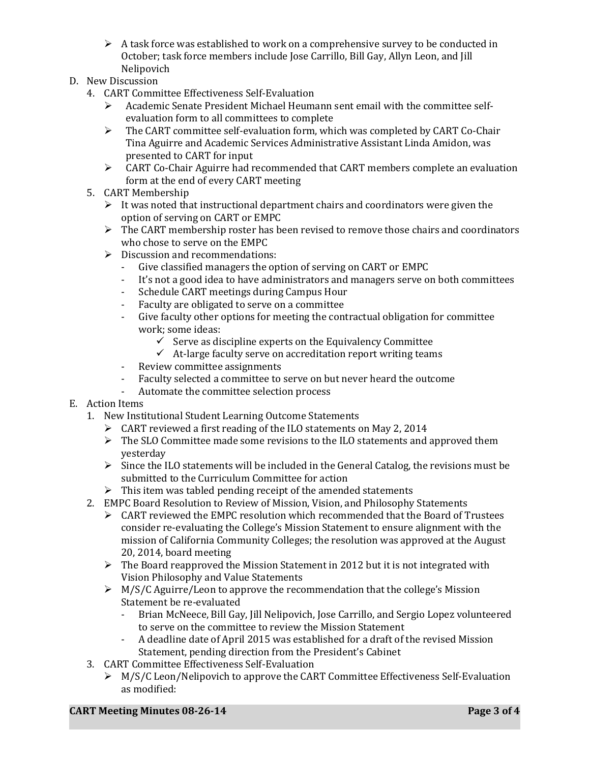- A task force was established to work on a comprehensive survey to be conducted in October; task force members include Jose Carrillo, Bill Gay, Allyn Leon, and Jill Nelipovich

D. New Discussion

4. CART Committee Effectiveness Self-Evaluation
    - Academic Senate President Michael Heumann sent email with the committee self-evaluation form to all committees to complete
    - The CART committee self-evaluation form, which was completed by CART Co-Chair Tina Aguirre and Academic Services Administrative Assistant Linda Amidon, was presented to CART for input
    - CART Co-Chair Aguirre had recommended that CART members complete an evaluation form at the end of every CART meeting
5. CART Membership
    - It was noted that instructional department chairs and coordinators were given the option of serving on CART or EMPC
    - The CART membership roster has been revised to remove those chairs and coordinators who chose to serve on the EMPC
    - Discussion and recommendations:
        - Give classified managers the option of serving on CART or EMPC
        - It's not a good idea to have administrators and managers serve on both committees
        - Schedule CART meetings during Campus Hour
        - Faculty are obligated to serve on a committee
        - Give faculty other options for meeting the contractual obligation for committee work; some ideas:
            - ✓ Serve as discipline experts on the Equivalency Committee
            - ✓ At-large faculty serve on accreditation report writing teams
        - Review committee assignments
        - Faculty selected a committee to serve on but never heard the outcome
        - Automate the committee selection process

E. Action Items

1. New Institutional Student Learning Outcome Statements
    - CART reviewed a first reading of the ILO statements on May 2, 2014
    - The SLO Committee made some revisions to the ILO statements and approved them yesterday
    - Since the ILO statements will be included in the General Catalog, the revisions must be submitted to the Curriculum Committee for action
    - This item was tabled pending receipt of the amended statements
2. EMPC Board Resolution to Review of Mission, Vision, and Philosophy Statements
    - CART reviewed the EMPC resolution which recommended that the Board of Trustees consider re-evaluating the College's Mission Statement to ensure alignment with the mission of California Community Colleges; the resolution was approved at the August 20, 2014, board meeting
    - The Board reapproved the Mission Statement in 2012 but it is not integrated with Vision Philosophy and Value Statements
    - M/S/C Aguirre/Leon to approve the recommendation that the college's Mission Statement be re-evaluated
        - Brian McNeece, Bill Gay, Jill Nelipovich, Jose Carrillo, and Sergio Lopez volunteered to serve on the committee to review the Mission Statement
        - A deadline date of April 2015 was established for a draft of the revised Mission Statement, pending direction from the President's Cabinet
3. CART Committee Effectiveness Self-Evaluation
    - M/S/C Leon/Nelipovich to approve the CART Committee Effectiveness Self-Evaluation as modified: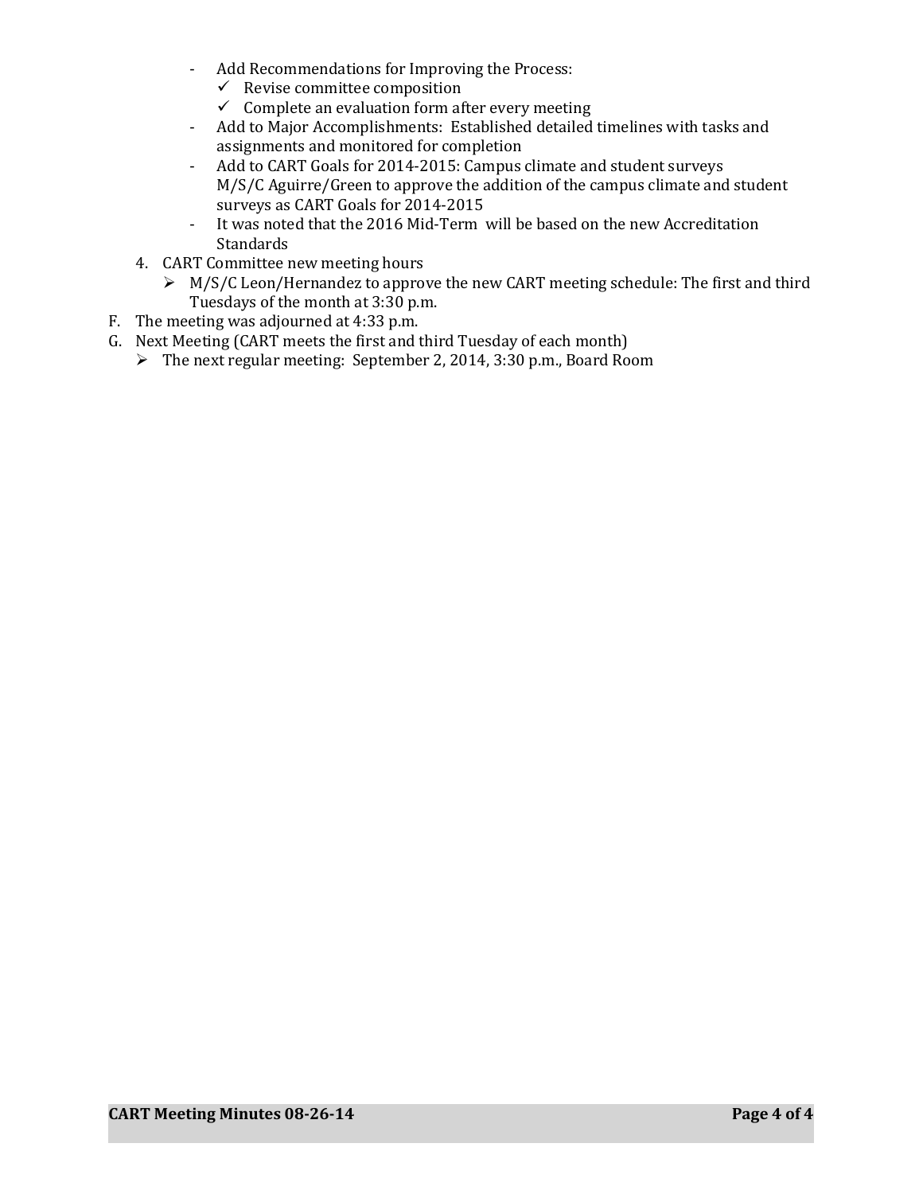- Add Recommendations for Improving the Process:
  - ✓ Revise committee composition
  - ✓ Complete an evaluation form after every meeting
- Add to Major Accomplishments: Established detailed timelines with tasks and assignments and monitored for completion
- Add to CART Goals for 2014-2015: Campus climate and student surveys
  M/S/C Aguirre/Green to approve the addition of the campus climate and student surveys as CART Goals for 2014-2015
- It was noted that the 2016 Mid-Term will be based on the new Accreditation Standards

4. CART Committee new meeting hours
   - ➢ M/S/C Leon/Hernandez to approve the new CART meeting schedule: The first and third Tuesdays of the month at 3:30 p.m.

F. The meeting was adjourned at 4:33 p.m.

G. Next Meeting (CART meets the first and third Tuesday of each month)
   - ➢ The next regular meeting: September 2, 2014, 3:30 p.m., Board Room